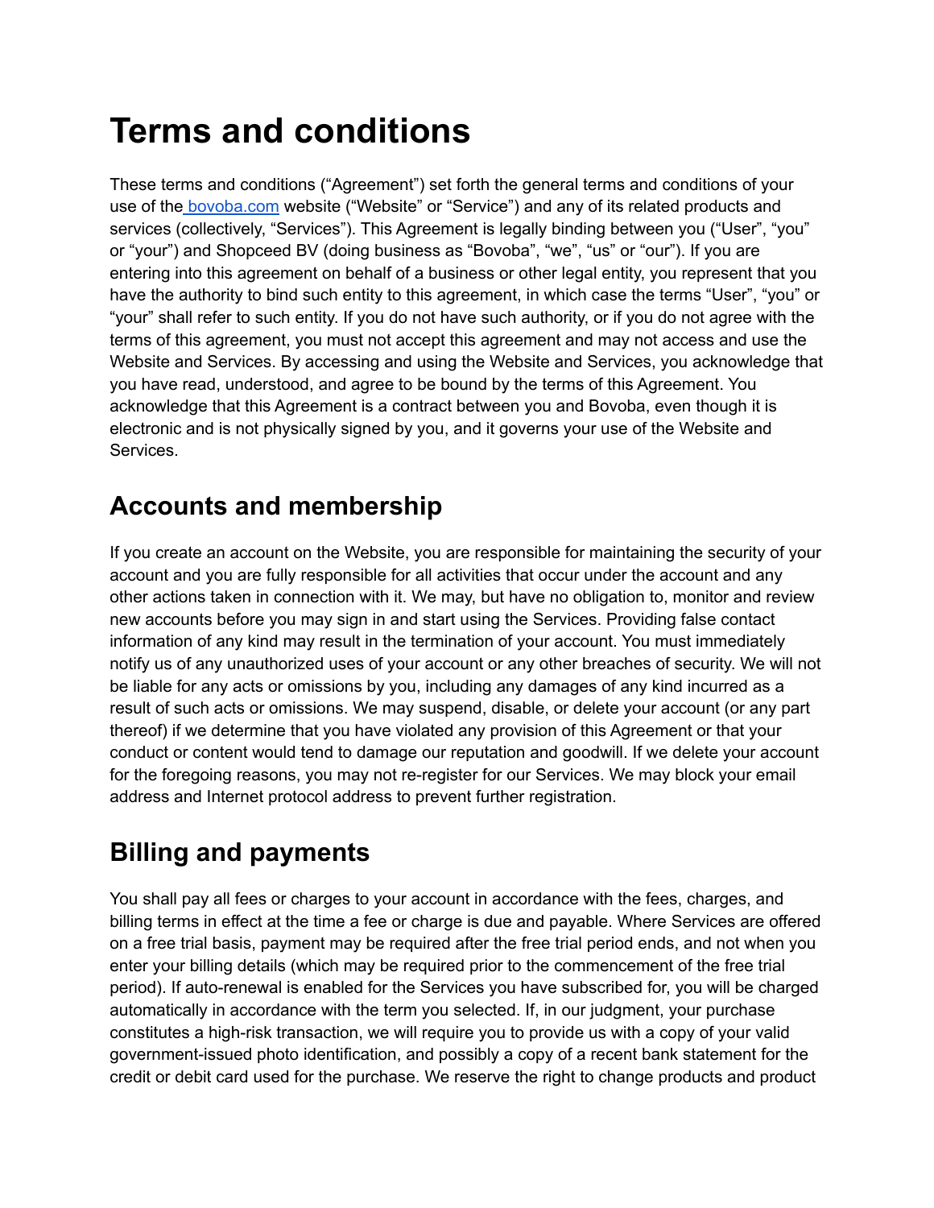# Terms and conditions

These terms and conditions ("Agreement") set forth the general terms and conditions of your use of the [bovoba.com](https://bovoba.com) website ("Website" or "Service") and any of its related products and services (collectively, "Services"). This Agreement is legally binding between you ("User", "you" or "your") and Shopceed BV (doing business as "Bovoba", "we", "us" or "our"). If you are entering into this agreement on behalf of a business or other legal entity, you represent that you have the authority to bind such entity to this agreement, in which case the terms "User", "you" or "your" shall refer to such entity. If you do not have such authority, or if you do not agree with the terms of this agreement, you must not accept this agreement and may not access and use the Website and Services. By accessing and using the Website and Services, you acknowledge that you have read, understood, and agree to be bound by the terms of this Agreement. You acknowledge that this Agreement is a contract between you and Bovoba, even though it is electronic and is not physically signed by you, and it governs your use of the Website and Services.

## Accounts and membership

If you create an account on the Website, you are responsible for maintaining the security of your account and you are fully responsible for all activities that occur under the account and any other actions taken in connection with it. We may, but have no obligation to, monitor and review new accounts before you may sign in and start using the Services. Providing false contact information of any kind may result in the termination of your account. You must immediately notify us of any unauthorized uses of your account or any other breaches of security. We will not be liable for any acts or omissions by you, including any damages of any kind incurred as a result of such acts or omissions. We may suspend, disable, or delete your account (or any part thereof) if we determine that you have violated any provision of this Agreement or that your conduct or content would tend to damage our reputation and goodwill. If we delete your account for the foregoing reasons, you may not re-register for our Services. We may block your email address and Internet protocol address to prevent further registration.

## Billing and payments

You shall pay all fees or charges to your account in accordance with the fees, charges, and billing terms in effect at the time a fee or charge is due and payable. Where Services are offered on a free trial basis, payment may be required after the free trial period ends, and not when you enter your billing details (which may be required prior to the commencement of the free trial period). If auto-renewal is enabled for the Services you have subscribed for, you will be charged automatically in accordance with the term you selected. If, in our judgment, your purchase constitutes a high-risk transaction, we will require you to provide us with a copy of your valid government-issued photo identification, and possibly a copy of a recent bank statement for the credit or debit card used for the purchase. We reserve the right to change products and product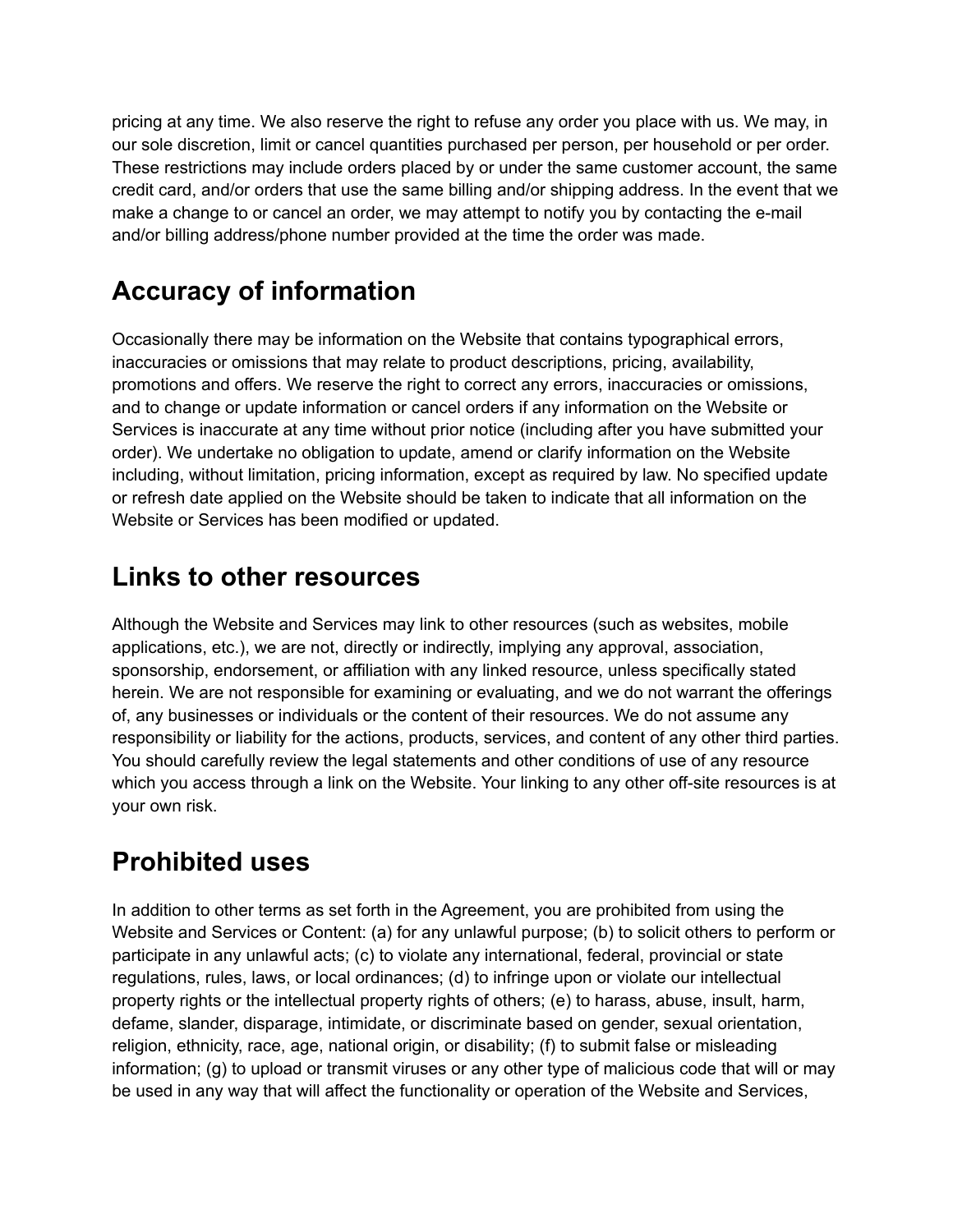pricing at any time. We also reserve the right to refuse any order you place with us. We may, in our sole discretion, limit or cancel quantities purchased per person, per household or per order. These restrictions may include orders placed by or under the same customer account, the same credit card, and/or orders that use the same billing and/or shipping address. In the event that we make a change to or cancel an order, we may attempt to notify you by contacting the e-mail and/or billing address/phone number provided at the time the order was made.

## Accuracy of information

Occasionally there may be information on the Website that contains typographical errors, inaccuracies or omissions that may relate to product descriptions, pricing, availability, promotions and offers. We reserve the right to correct any errors, inaccuracies or omissions, and to change or update information or cancel orders if any information on the Website or Services is inaccurate at any time without prior notice (including after you have submitted your order). We undertake no obligation to update, amend or clarify information on the Website including, without limitation, pricing information, except as required by law. No specified update or refresh date applied on the Website should be taken to indicate that all information on the Website or Services has been modified or updated.

## Links to other resources

Although the Website and Services may link to other resources (such as websites, mobile applications, etc.), we are not, directly or indirectly, implying any approval, association, sponsorship, endorsement, or affiliation with any linked resource, unless specifically stated herein. We are not responsible for examining or evaluating, and we do not warrant the offerings of, any businesses or individuals or the content of their resources. We do not assume any responsibility or liability for the actions, products, services, and content of any other third parties. You should carefully review the legal statements and other conditions of use of any resource which you access through a link on the Website. Your linking to any other off-site resources is at your own risk.

## Prohibited uses

In addition to other terms as set forth in the Agreement, you are prohibited from using the Website and Services or Content: (a) for any unlawful purpose; (b) to solicit others to perform or participate in any unlawful acts; (c) to violate any international, federal, provincial or state regulations, rules, laws, or local ordinances; (d) to infringe upon or violate our intellectual property rights or the intellectual property rights of others; (e) to harass, abuse, insult, harm, defame, slander, disparage, intimidate, or discriminate based on gender, sexual orientation, religion, ethnicity, race, age, national origin, or disability; (f) to submit false or misleading information; (g) to upload or transmit viruses or any other type of malicious code that will or may be used in any way that will affect the functionality or operation of the Website and Services,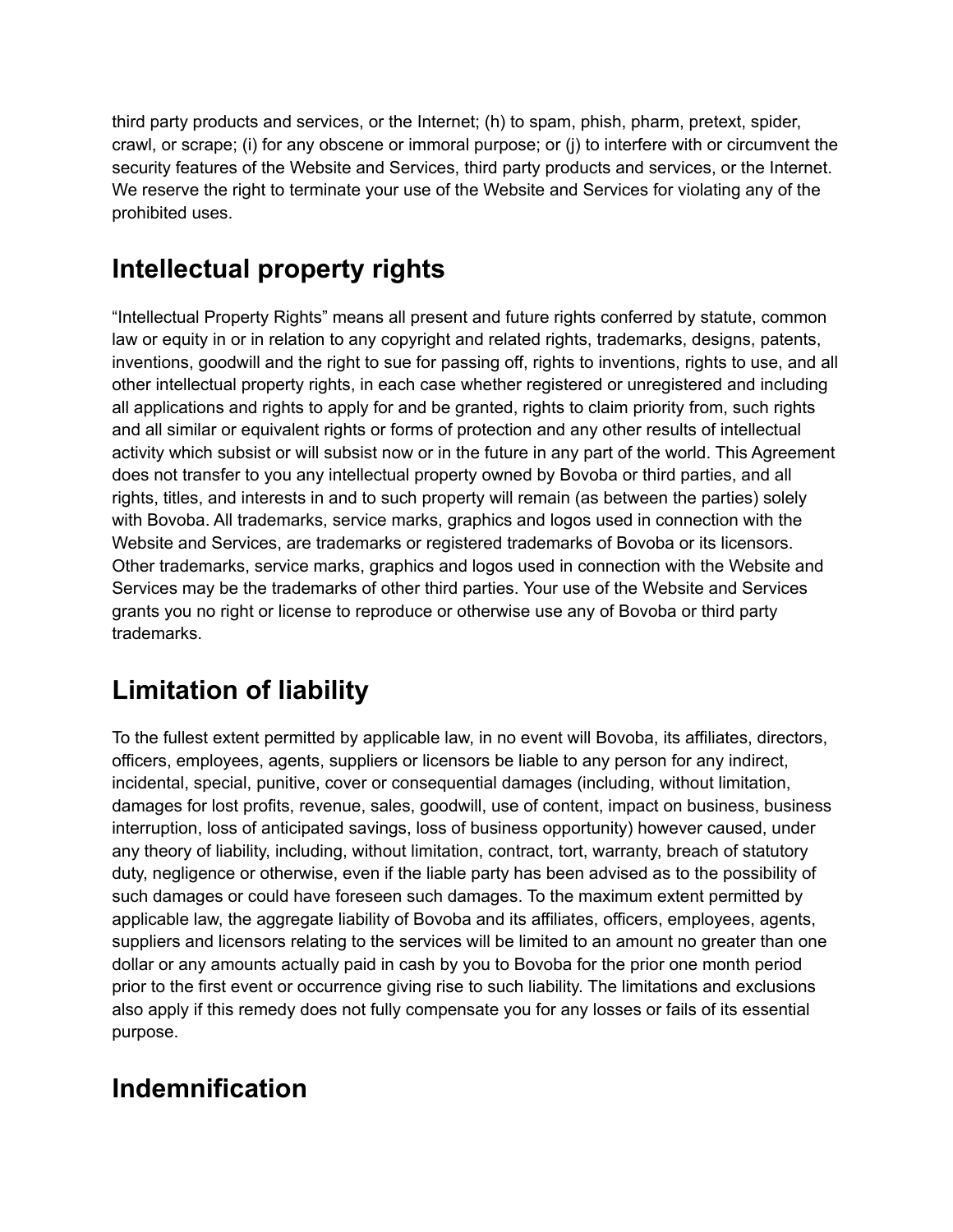third party products and services, or the Internet; (h) to spam, phish, pharm, pretext, spider, crawl, or scrape; (i) for any obscene or immoral purpose; or (j) to interfere with or circumvent the security features of the Website and Services, third party products and services, or the Internet. We reserve the right to terminate your use of the Website and Services for violating any of the prohibited uses.

## Intellectual property rights

"Intellectual Property Rights" means all present and future rights conferred by statute, common law or equity in or in relation to any copyright and related rights, trademarks, designs, patents, inventions, goodwill and the right to sue for passing off, rights to inventions, rights to use, and all other intellectual property rights, in each case whether registered or unregistered and including all applications and rights to apply for and be granted, rights to claim priority from, such rights and all similar or equivalent rights or forms of protection and any other results of intellectual activity which subsist or will subsist now or in the future in any part of the world. This Agreement does not transfer to you any intellectual property owned by Bovoba or third parties, and all rights, titles, and interests in and to such property will remain (as between the parties) solely with Bovoba. All trademarks, service marks, graphics and logos used in connection with the Website and Services, are trademarks or registered trademarks of Bovoba or its licensors. Other trademarks, service marks, graphics and logos used in connection with the Website and Services may be the trademarks of other third parties. Your use of the Website and Services grants you no right or license to reproduce or otherwise use any of Bovoba or third party trademarks.

## Limitation of liability

To the fullest extent permitted by applicable law, in no event will Bovoba, its affiliates, directors, officers, employees, agents, suppliers or licensors be liable to any person for any indirect, incidental, special, punitive, cover or consequential damages (including, without limitation, damages for lost profits, revenue, sales, goodwill, use of content, impact on business, business interruption, loss of anticipated savings, loss of business opportunity) however caused, under any theory of liability, including, without limitation, contract, tort, warranty, breach of statutory duty, negligence or otherwise, even if the liable party has been advised as to the possibility of such damages or could have foreseen such damages. To the maximum extent permitted by applicable law, the aggregate liability of Bovoba and its affiliates, officers, employees, agents, suppliers and licensors relating to the services will be limited to an amount no greater than one dollar or any amounts actually paid in cash by you to Bovoba for the prior one month period prior to the first event or occurrence giving rise to such liability. The limitations and exclusions also apply if this remedy does not fully compensate you for any losses or fails of its essential purpose.

## Indemnification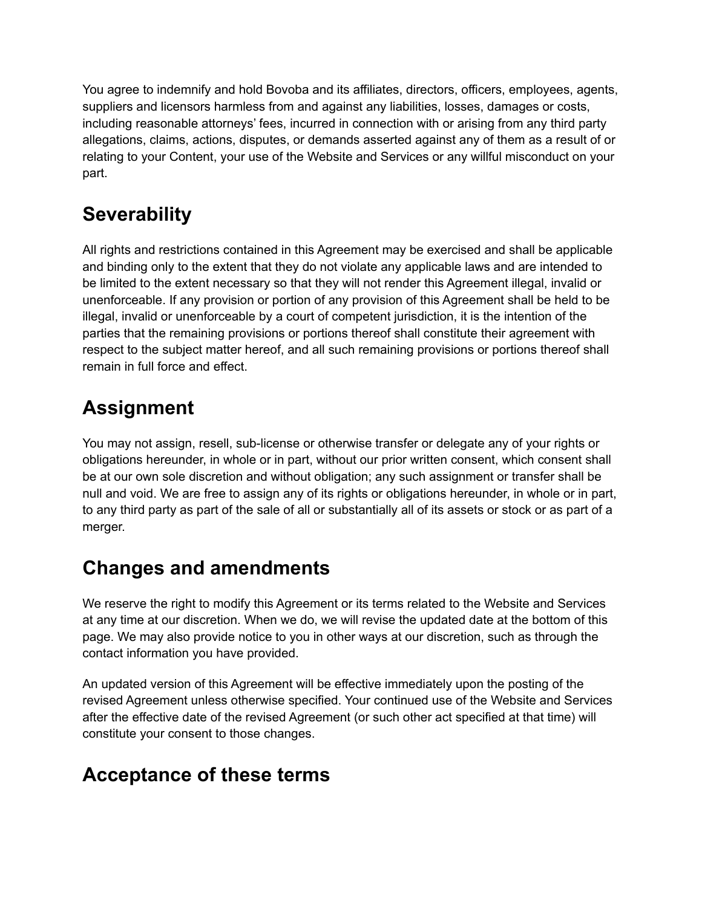You agree to indemnify and hold Bovoba and its affiliates, directors, officers, employees, agents, suppliers and licensors harmless from and against any liabilities, losses, damages or costs, including reasonable attorneys' fees, incurred in connection with or arising from any third party allegations, claims, actions, disputes, or demands asserted against any of them as a result of or relating to your Content, your use of the Website and Services or any willful misconduct on your part.

## Severability

All rights and restrictions contained in this Agreement may be exercised and shall be applicable and binding only to the extent that they do not violate any applicable laws and are intended to be limited to the extent necessary so that they will not render this Agreement illegal, invalid or unenforceable. If any provision or portion of any provision of this Agreement shall be held to be illegal, invalid or unenforceable by a court of competent jurisdiction, it is the intention of the parties that the remaining provisions or portions thereof shall constitute their agreement with respect to the subject matter hereof, and all such remaining provisions or portions thereof shall remain in full force and effect.

## Assignment

You may not assign, resell, sub-license or otherwise transfer or delegate any of your rights or obligations hereunder, in whole or in part, without our prior written consent, which consent shall be at our own sole discretion and without obligation; any such assignment or transfer shall be null and void. We are free to assign any of its rights or obligations hereunder, in whole or in part, to any third party as part of the sale of all or substantially all of its assets or stock or as part of a merger.

## Changes and amendments

We reserve the right to modify this Agreement or its terms related to the Website and Services at any time at our discretion. When we do, we will revise the updated date at the bottom of this page. We may also provide notice to you in other ways at our discretion, such as through the contact information you have provided.

An updated version of this Agreement will be effective immediately upon the posting of the revised Agreement unless otherwise specified. Your continued use of the Website and Services after the effective date of the revised Agreement (or such other act specified at that time) will constitute your consent to those changes.

## Acceptance of these terms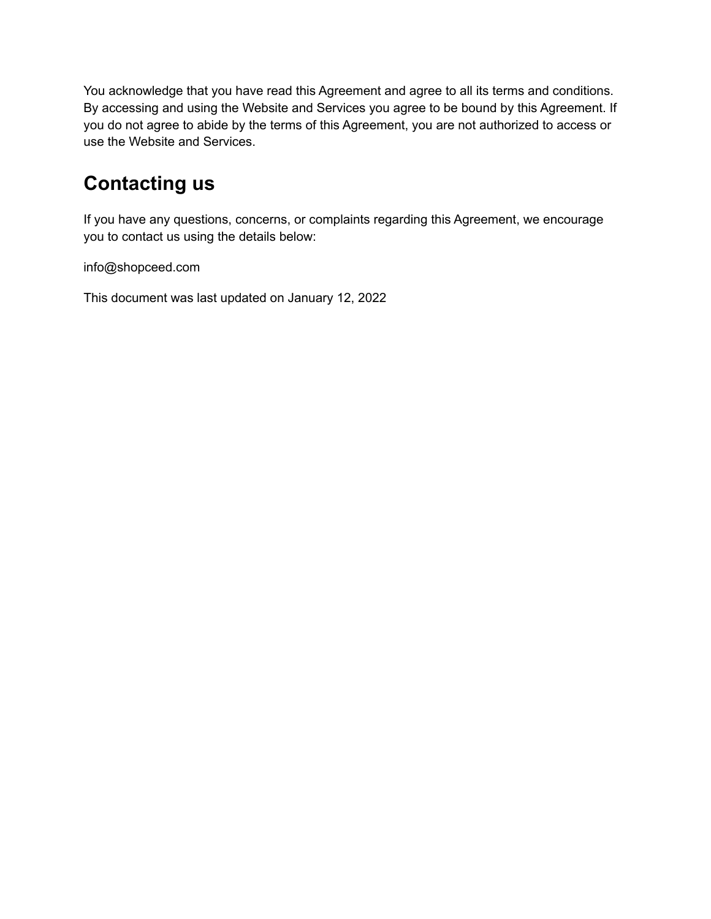You acknowledge that you have read this Agreement and agree to all its terms and conditions. By accessing and using the Website and Services you agree to be bound by this Agreement. If you do not agree to abide by the terms of this Agreement, you are not authorized to access or use the Website and Services.

## Contacting us

If you have any questions, concerns, or complaints regarding this Agreement, we encourage you to contact us using the details below:

info@shopceed.com

This document was last updated on January 12, 2022